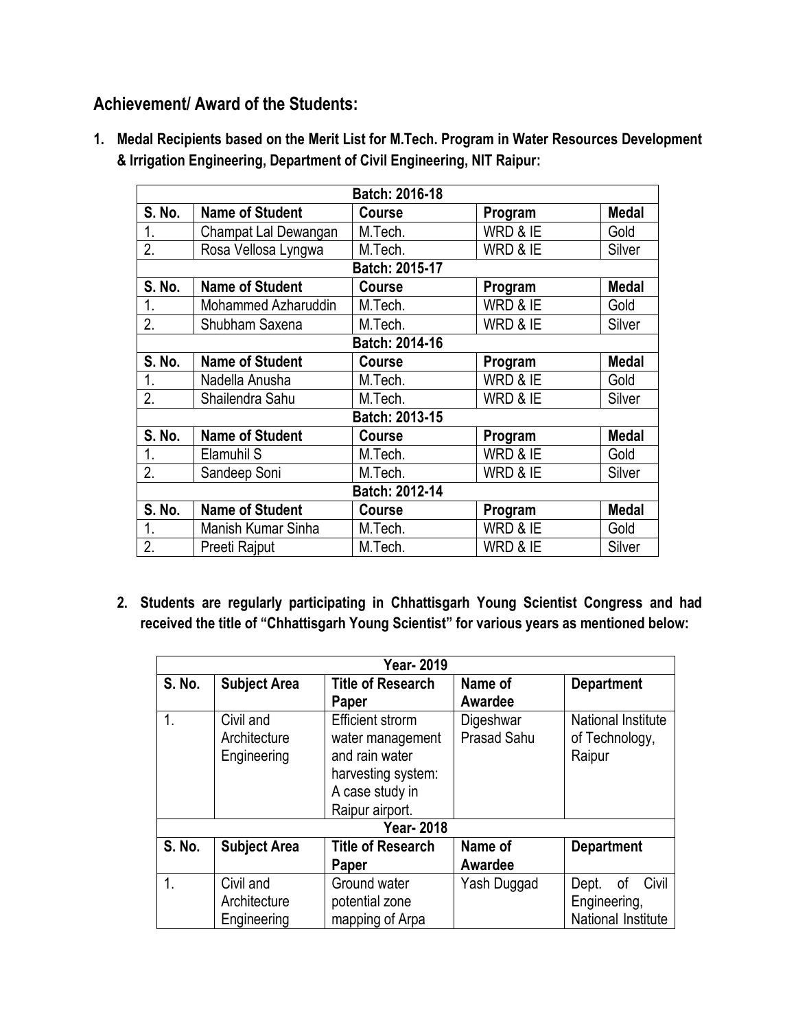## Achievement/ Award of the Students:

1. **Medal Recipients based on the Merit List for M.Tech. Program in Water Resources Development & Irrigation Engineering, Department of Civil Engineering, NIT Raipur:**

| Batch: 2016-18 | | | | |
|---|---|---|---|---|
| **S. No.** | **Name of Student** | **Course** | **Program** | **Medal** |
| 1. | Champat Lal Dewangan | M.Tech. | WRD & IE | Gold |
| 2. | Rosa Vellosa Lyngwa | M.Tech. | WRD & IE | Silver |
| **Batch: 2015-17** | | | | |
| **S. No.** | **Name of Student** | **Course** | **Program** | **Medal** |
| 1. | Mohammed Azharuddin | M.Tech. | WRD & IE | Gold |
| 2. | Shubham Saxena | M.Tech. | WRD & IE | Silver |
| **Batch: 2014-16** | | | | |
| **S. No.** | **Name of Student** | **Course** | **Program** | **Medal** |
| 1. | Nadella Anusha | M.Tech. | WRD & IE | Gold |
| 2. | Shailendra Sahu | M.Tech. | WRD & IE | Silver |
| **Batch: 2013-15** | | | | |
| **S. No.** | **Name of Student** | **Course** | **Program** | **Medal** |
| 1. | Elamuhil S | M.Tech. | WRD & IE | Gold |
| 2. | Sandeep Soni | M.Tech. | WRD & IE | Silver |
| **Batch: 2012-14** | | | | |
| **S. No.** | **Name of Student** | **Course** | **Program** | **Medal** |
| 1. | Manish Kumar Sinha | M.Tech. | WRD & IE | Gold |
| 2. | Preeti Rajput | M.Tech. | WRD & IE | Silver |

2. **Students are regularly participating in Chhattisgarh Young Scientist Congress and had received the title of "Chhattisgarh Young Scientist" for various years as mentioned below:**

| Year- 2019 | | | | |
|---|---|---|---|---|
| **S. No.** | **Subject Area** | **Title of Research Paper** | **Name of Awardee** | **Department** |
| 1. | Civil and Architecture Engineering | Efficient strorm water management and rain water harvesting system: A case study in Raipur airport. | Digeshwar Prasad Sahu | National Institute of Technology, Raipur |
| **Year- 2018** | | | | |
| **S. No.** | **Subject Area** | **Title of Research Paper** | **Name of Awardee** | **Department** |
| 1. | Civil and Architecture Engineering | Ground water potential zone mapping of Arpa | Yash Duggad | Dept. of Civil Engineering, National Institute |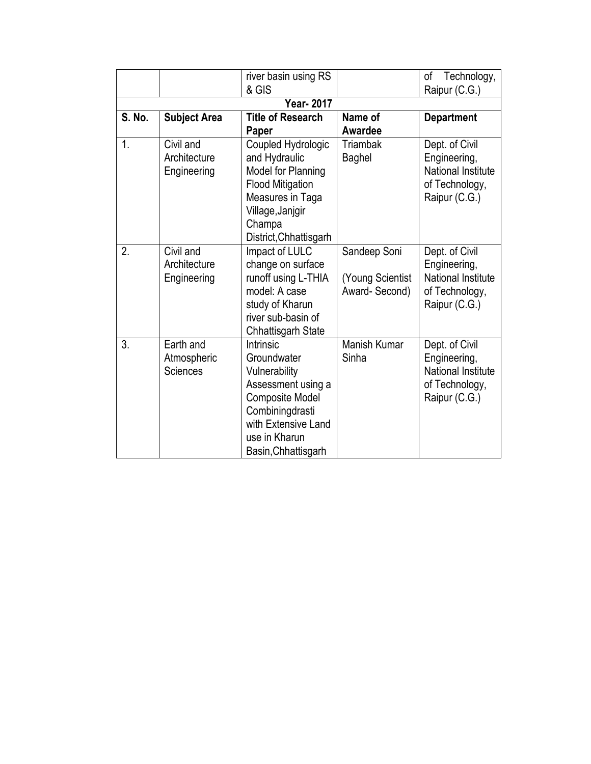| | | | | |
|---|---|---|---|---|
| | | river basin using RS & GIS | | of Technology, Raipur (C.G.) |
| **Year- 2017** | | | | |
| **S. No.** | **Subject Area** | **Title of Research Paper** | **Name of Awardee** | **Department** |
| 1. | Civil and Architecture Engineering | Coupled Hydrologic and Hydraulic Model for Planning Flood Mitigation Measures in Taga Village,Janjgir Champa District,Chhattisgarh | Triambak Baghel | Dept. of Civil Engineering, National Institute of Technology, Raipur (C.G.) |
| 2. | Civil and Architecture Engineering | Impact of LULC change on surface runoff using L-THIA model: A case study of Kharun river sub-basin of Chhattisgarh State | Sandeep Soni (Young Scientist Award- Second) | Dept. of Civil Engineering, National Institute of Technology, Raipur (C.G.) |
| 3. | Earth and Atmospheric Sciences | Intrinsic Groundwater Vulnerability Assessment using a Composite Model Combiningdrasti with Extensive Land use in Kharun Basin,Chhattisgarh | Manish Kumar Sinha | Dept. of Civil Engineering, National Institute of Technology, Raipur (C.G.) |